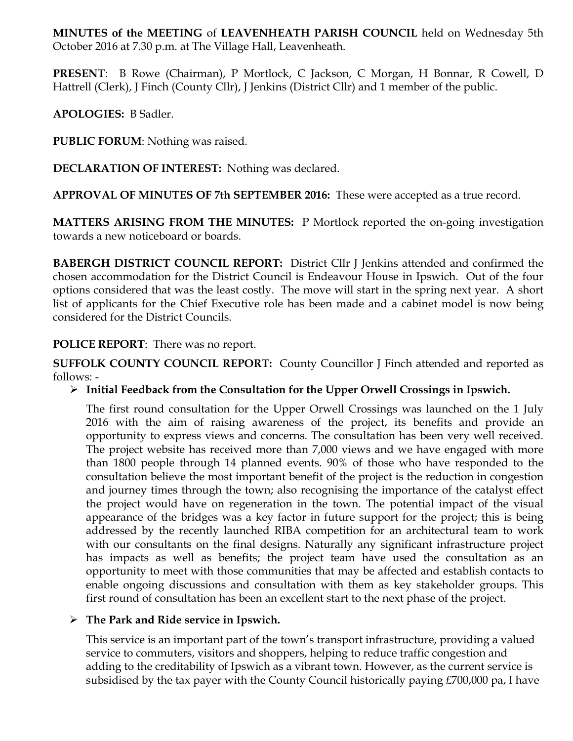**MINUTES of the MEETING** of **LEAVENHEATH PARISH COUNCIL** held on Wednesday 5th October 2016 at 7.30 p.m. at The Village Hall, Leavenheath.

**PRESENT**: B Rowe (Chairman), P Mortlock, C Jackson, C Morgan, H Bonnar, R Cowell, D Hattrell (Clerk), J Finch (County Cllr), J Jenkins (District Cllr) and 1 member of the public.

**APOLOGIES:** B Sadler.

**PUBLIC FORUM**: Nothing was raised.

**DECLARATION OF INTEREST:** Nothing was declared.

**APPROVAL OF MINUTES OF 7th SEPTEMBER 2016:** These were accepted as a true record.

**MATTERS ARISING FROM THE MINUTES:** P Mortlock reported the on-going investigation towards a new noticeboard or boards.

**BABERGH DISTRICT COUNCIL REPORT:** District Cllr J Jenkins attended and confirmed the chosen accommodation for the District Council is Endeavour House in Ipswich. Out of the four options considered that was the least costly. The move will start in the spring next year. A short list of applicants for the Chief Executive role has been made and a cabinet model is now being considered for the District Councils.

**POLICE REPORT**: There was no report.

**SUFFOLK COUNTY COUNCIL REPORT:** County Councillor J Finch attended and reported as follows: -

- **Initial Feedback from the Consultation for the Upper Orwell Crossings in Ipswich.**

  The first round consultation for the Upper Orwell Crossings was launched on the 1 July 2016 with the aim of raising awareness of the project, its benefits and provide an opportunity to express views and concerns. The consultation has been very well received. The project website has received more than 7,000 views and we have engaged with more than 1800 people through 14 planned events. 90% of those who have responded to the consultation believe the most important benefit of the project is the reduction in congestion and journey times through the town; also recognising the importance of the catalyst effect the project would have on regeneration in the town. The potential impact of the visual appearance of the bridges was a key factor in future support for the project; this is being addressed by the recently launched RIBA competition for an architectural team to work with our consultants on the final designs. Naturally any significant infrastructure project has impacts as well as benefits; the project team have used the consultation as an opportunity to meet with those communities that may be affected and establish contacts to enable ongoing discussions and consultation with them as key stakeholder groups. This first round of consultation has been an excellent start to the next phase of the project.

- **The Park and Ride service in Ipswich.**

  This service is an important part of the town's transport infrastructure, providing a valued service to commuters, visitors and shoppers, helping to reduce traffic congestion and adding to the creditability of Ipswich as a vibrant town. However, as the current service is subsidised by the tax payer with the County Council historically paying £700,000 pa, I have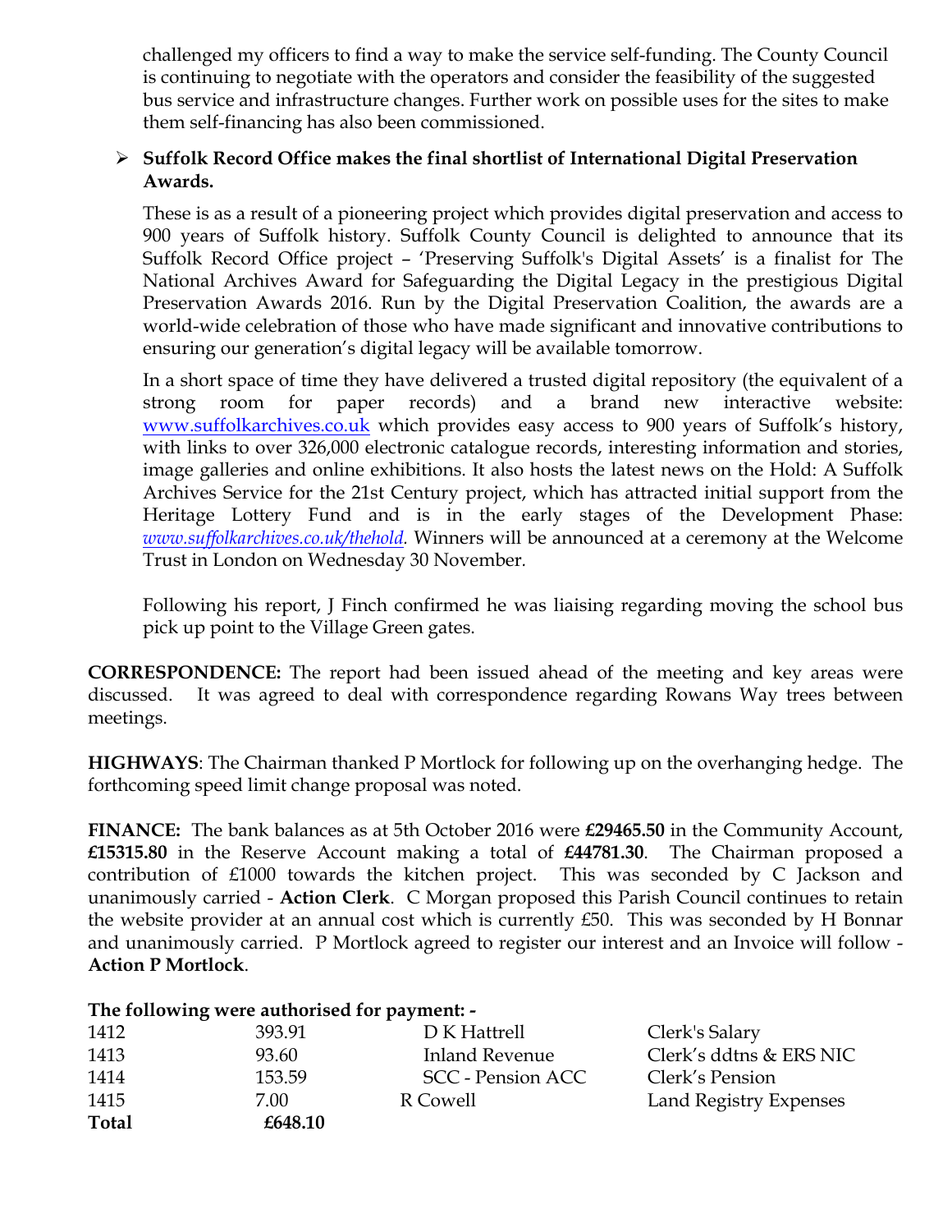challenged my officers to find a way to make the service self-funding. The County Council is continuing to negotiate with the operators and consider the feasibility of the suggested bus service and infrastructure changes. Further work on possible uses for the sites to make them self-financing has also been commissioned.

- **Suffolk Record Office makes the final shortlist of International Digital Preservation Awards.**

  These is as a result of a pioneering project which provides digital preservation and access to 900 years of Suffolk history. Suffolk County Council is delighted to announce that its Suffolk Record Office project – 'Preserving Suffolk's Digital Assets' is a finalist for The National Archives Award for Safeguarding the Digital Legacy in the prestigious Digital Preservation Awards 2016. Run by the Digital Preservation Coalition, the awards are a world-wide celebration of those who have made significant and innovative contributions to ensuring our generation's digital legacy will be available tomorrow.

  In a short space of time they have delivered a trusted digital repository (the equivalent of a strong room for paper records) and a brand new interactive website: www.suffolkarchives.co.uk which provides easy access to 900 years of Suffolk's history, with links to over 326,000 electronic catalogue records, interesting information and stories, image galleries and online exhibitions. It also hosts the latest news on the Hold: A Suffolk Archives Service for the 21st Century project, which has attracted initial support from the Heritage Lottery Fund and is in the early stages of the Development Phase: *www.suffolkarchives.co.uk/thehold*. Winners will be announced at a ceremony at the Welcome Trust in London on Wednesday 30 November.

  Following his report, J Finch confirmed he was liaising regarding moving the school bus pick up point to the Village Green gates.

**CORRESPONDENCE:** The report had been issued ahead of the meeting and key areas were discussed. It was agreed to deal with correspondence regarding Rowans Way trees between meetings.

**HIGHWAYS**: The Chairman thanked P Mortlock for following up on the overhanging hedge. The forthcoming speed limit change proposal was noted.

**FINANCE:** The bank balances as at 5th October 2016 were **£29465.50** in the Community Account, **£15315.80** in the Reserve Account making a total of **£44781.30**. The Chairman proposed a contribution of £1000 towards the kitchen project. This was seconded by C Jackson and unanimously carried - **Action Clerk**. C Morgan proposed this Parish Council continues to retain the website provider at an annual cost which is currently £50. This was seconded by H Bonnar and unanimously carried. P Mortlock agreed to register our interest and an Invoice will follow - **Action P Mortlock**.

**The following were authorised for payment: -**

| | | | |
|---|---|---|---|
| 1412 | 393.91 | D K Hattrell | Clerk's Salary |
| 1413 | 93.60 | Inland Revenue | Clerk's ddtns & ERS NIC |
| 1414 | 153.59 | SCC - Pension ACC | Clerk's Pension |
| 1415 | 7.00 | R Cowell | Land Registry Expenses |
| **Total** | **£648.10** | | |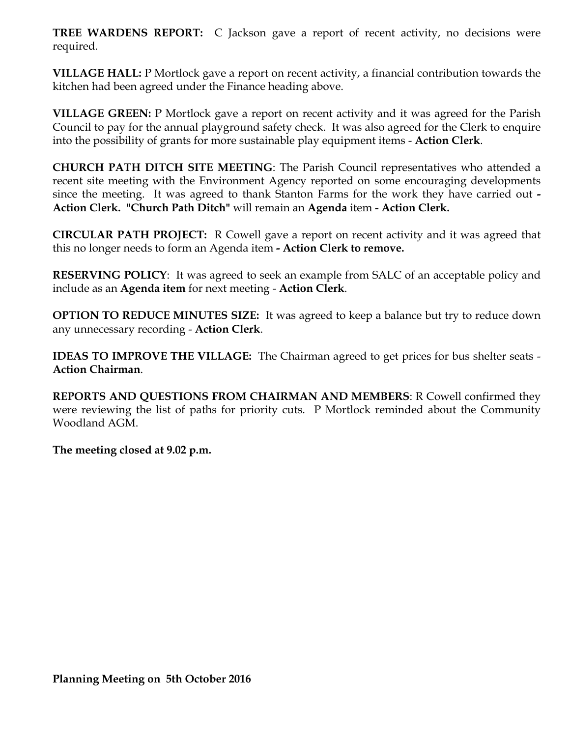**TREE WARDENS REPORT:** C Jackson gave a report of recent activity, no decisions were required.

**VILLAGE HALL:** P Mortlock gave a report on recent activity, a financial contribution towards the kitchen had been agreed under the Finance heading above.

**VILLAGE GREEN:** P Mortlock gave a report on recent activity and it was agreed for the Parish Council to pay for the annual playground safety check. It was also agreed for the Clerk to enquire into the possibility of grants for more sustainable play equipment items - **Action Clerk**.

**CHURCH PATH DITCH SITE MEETING**: The Parish Council representatives who attended a recent site meeting with the Environment Agency reported on some encouraging developments since the meeting. It was agreed to thank Stanton Farms for the work they have carried out **- Action Clerk. "Church Path Ditch"** will remain an **Agenda** item **- Action Clerk.**

**CIRCULAR PATH PROJECT:** R Cowell gave a report on recent activity and it was agreed that this no longer needs to form an Agenda item **- Action Clerk to remove.**

**RESERVING POLICY**: It was agreed to seek an example from SALC of an acceptable policy and include as an **Agenda item** for next meeting - **Action Clerk**.

**OPTION TO REDUCE MINUTES SIZE:** It was agreed to keep a balance but try to reduce down any unnecessary recording - **Action Clerk**.

**IDEAS TO IMPROVE THE VILLAGE:** The Chairman agreed to get prices for bus shelter seats - **Action Chairman**.

**REPORTS AND QUESTIONS FROM CHAIRMAN AND MEMBERS**: R Cowell confirmed they were reviewing the list of paths for priority cuts. P Mortlock reminded about the Community Woodland AGM.

**The meeting closed at 9.02 p.m.**

**Planning Meeting on 5th October 2016**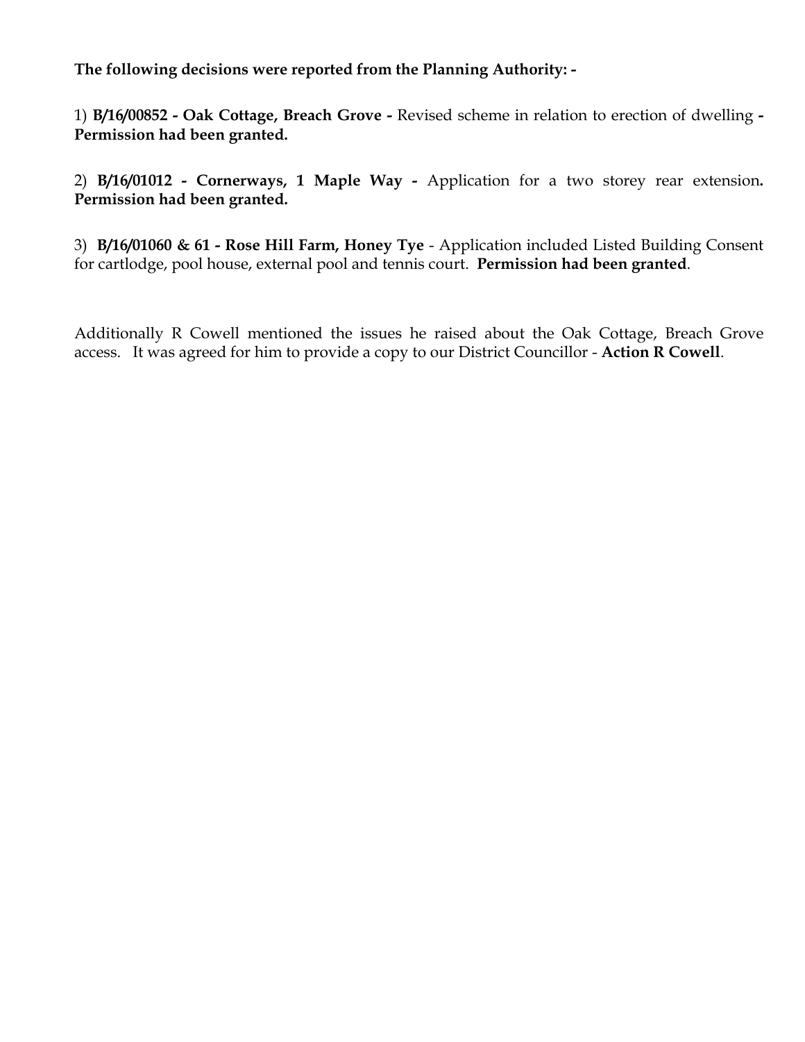**The following decisions were reported from the Planning Authority: -**

1) **B/16/00852 - Oak Cottage, Breach Grove -** Revised scheme in relation to erection of dwelling **- Permission had been granted.**

2) **B/16/01012 - Cornerways, 1 Maple Way -** Application for a two storey rear extension**. Permission had been granted.**

3) **B/16/01060 & 61 - Rose Hill Farm, Honey Tye** - Application included Listed Building Consent for cartlodge, pool house, external pool and tennis court. **Permission had been granted**.

Additionally R Cowell mentioned the issues he raised about the Oak Cottage, Breach Grove access. It was agreed for him to provide a copy to our District Councillor - **Action R Cowell**.